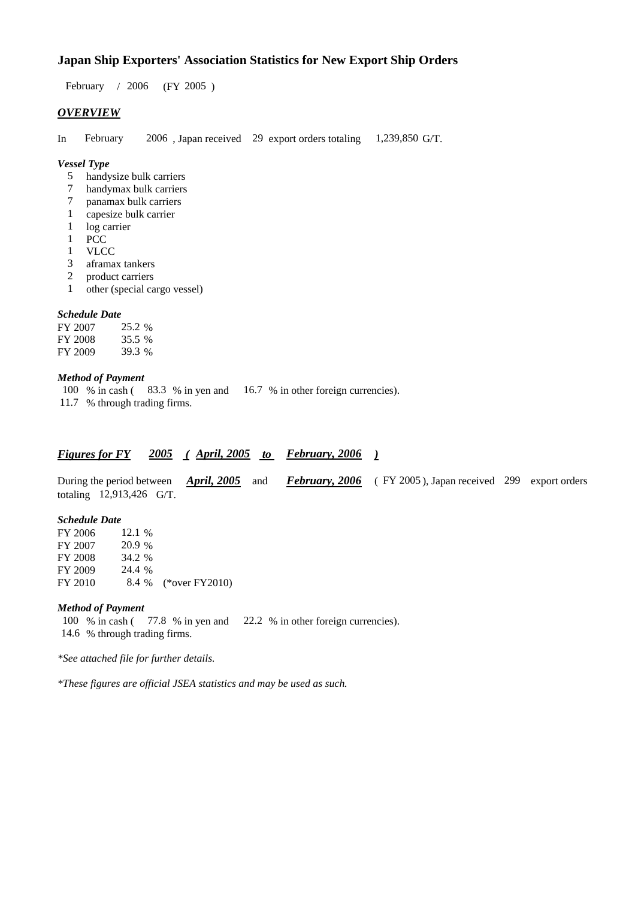# Japan Ship Exporters' Association Statistics for New Export Ship Orders

February / 2006 (FY 2005 )

## *OVERVIEW*

In February 2006 , Japan received 29 export orders totaling 1,239,850 G/T.

### *Vessel Type*

- 5 handysize bulk carriers
- 7 handymax bulk carriers
- 7 panamax bulk carriers
- 1 capesize bulk carrier
- 1 log carrier
- 1 PCC
- 1 VLCC
- 3 aframax tankers
- 2 product carriers
- 1 other (special cargo vessel)

### *Schedule Date*

| | |
|---|---|
| FY 2007 | 25.2 % |
| FY 2008 | 35.5 % |
| FY 2009 | 39.3 % |

### *Method of Payment*

100 % in cash ( 83.3 % in yen and 16.7 % in other foreign currencies).
11.7 % through trading firms.

## *Figures for FY 2005 ( April, 2005 to February, 2006 )*

During the period between ***April, 2005*** and ***February, 2006*** ( FY 2005 ), Japan received 299 export orders totaling 12,913,426 G/T.

### *Schedule Date*

| | | |
|---|---|---|
| FY 2006 | 12.1 % | |
| FY 2007 | 20.9 % | |
| FY 2008 | 34.2 % | |
| FY 2009 | 24.4 % | |
| FY 2010 | 8.4 % | (*over FY2010) |

### *Method of Payment*

100 % in cash ( 77.8 % in yen and 22.2 % in other foreign currencies).
14.6 % through trading firms.

*\*See attached file for further details.*

*\*These figures are official JSEA statistics and may be used as such.*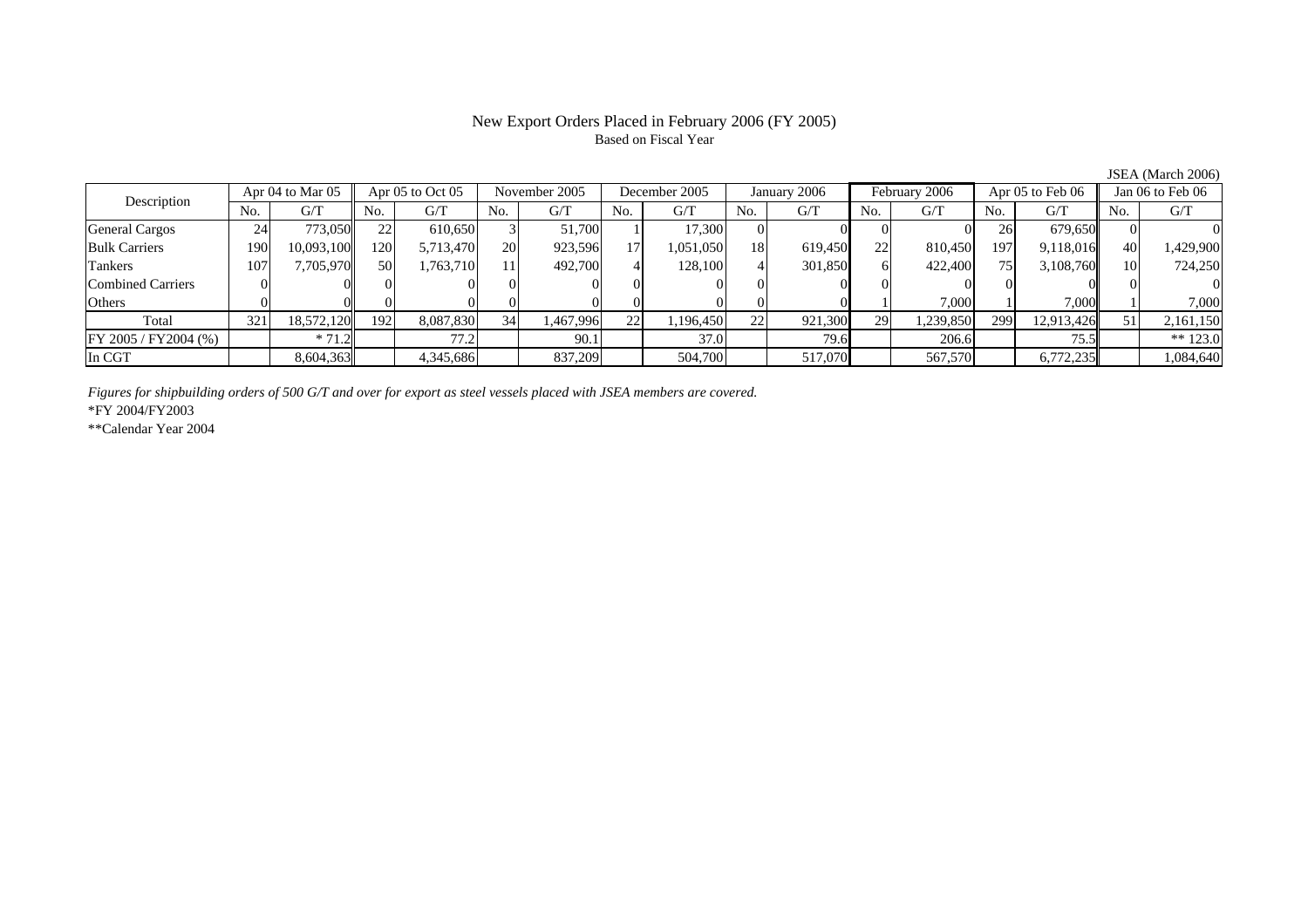# New Export Orders Placed in February 2006 (FY 2005)

Based on Fiscal Year

JSEA (March 2006)

| Description | Apr 04 to Mar 05 | | Apr 05 to Oct 05 | | November 2005 | | December 2005 | | January 2006 | | February 2006 | | Apr 05 to Feb 06 | | Jan 06 to Feb 06 | |
|---|---|---|---|---|---|---|---|---|---|---|---|---|---|---|---|---|
| | No. | G/T | No. | G/T | No. | G/T | No. | G/T | No. | G/T | No. | G/T | No. | G/T | No. | G/T |
| General Cargos | 24 | 773,050 | 22 | 610,650 | 3 | 51,700 | 1 | 17,300 | 0 | 0 | 0 | 0 | 26 | 679,650 | 0 | 0 |
| Bulk Carriers | 190 | 10,093,100 | 120 | 5,713,470 | 20 | 923,596 | 17 | 1,051,050 | 18 | 619,450 | 22 | 810,450 | 197 | 9,118,016 | 40 | 1,429,900 |
| Tankers | 107 | 7,705,970 | 50 | 1,763,710 | 11 | 492,700 | 4 | 128,100 | 4 | 301,850 | 6 | 422,400 | 75 | 3,108,760 | 10 | 724,250 |
| Combined Carriers | 0 | 0 | 0 | 0 | 0 | 0 | 0 | 0 | 0 | 0 | 0 | 0 | 0 | 0 | 0 | 0 |
| Others | 0 | 0 | 0 | 0 | 0 | 0 | 0 | 0 | 0 | 0 | 1 | 7,000 | 1 | 7,000 | 1 | 7,000 |
| Total | 321 | 18,572,120 | 192 | 8,087,830 | 34 | 1,467,996 | 22 | 1,196,450 | 22 | 921,300 | 29 | 1,239,850 | 299 | 12,913,426 | 51 | 2,161,150 |
| FY 2005 / FY2004 (%) | | * 71.2 | | 77.2 | | 90.1 | | 37.0 | | 79.6 | | 206.6 | | 75.5 | | ** 123.0 |
| In CGT | | 8,604,363 | | 4,345,686 | | 837,209 | | 504,700 | | 517,070 | | 567,570 | | 6,772,235 | | 1,084,640 |

*Figures for shipbuilding orders of 500 G/T and over for export as steel vessels placed with JSEA members are covered.*

*FY 2004/FY2003

**Calendar Year 2004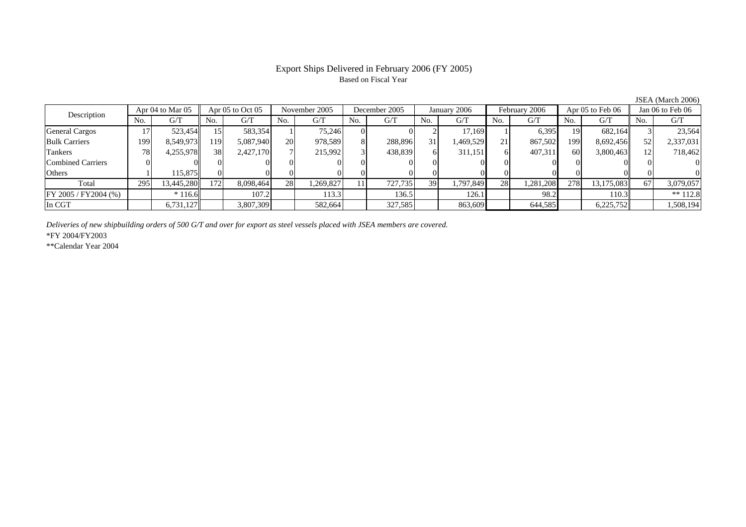# Export Ships Delivered in February 2006 (FY 2005)

Based on Fiscal Year

JSEA (March 2006)

| Description | Apr 04 to Mar 05 | | Apr 05 to Oct 05 | | November 2005 | | December 2005 | | January 2006 | | February 2006 | | Apr 05 to Feb 06 | | Jan 06 to Feb 06 | |
|---|---|---|---|---|---|---|---|---|---|---|---|---|---|---|---|---|
| | No. | G/T | No. | G/T | No. | G/T | No. | G/T | No. | G/T | No. | G/T | No. | G/T | No. | G/T |
| General Cargos | 17 | 523,454 | 15 | 583,354 | 1 | 75,246 | 0 | 0 | 2 | 17,169 | 1 | 6,395 | 19 | 682,164 | 3 | 23,564 |
| Bulk Carriers | 199 | 8,549,973 | 119 | 5,087,940 | 20 | 978,589 | 8 | 288,896 | 31 | 1,469,529 | 21 | 867,502 | 199 | 8,692,456 | 52 | 2,337,031 |
| Tankers | 78 | 4,255,978 | 38 | 2,427,170 | 7 | 215,992 | 3 | 438,839 | 6 | 311,151 | 6 | 407,311 | 60 | 3,800,463 | 12 | 718,462 |
| Combined Carriers | 0 | 0 | 0 | 0 | 0 | 0 | 0 | 0 | 0 | 0 | 0 | 0 | 0 | 0 | 0 | 0 |
| Others | 1 | 115,875 | 0 | 0 | 0 | 0 | 0 | 0 | 0 | 0 | 0 | 0 | 0 | 0 | 0 | 0 |
| Total | 295 | 13,445,280 | 172 | 8,098,464 | 28 | 1,269,827 | 11 | 727,735 | 39 | 1,797,849 | 28 | 1,281,208 | 278 | 13,175,083 | 67 | 3,079,057 |
| FY 2005 / FY2004 (%) | | * 116.6 | | 107.2 | | 113.3 | | 136.5 | | 126.1 | | 98.2 | | 110.3 | | ** 112.8 |
| In CGT | | 6,731,127 | | 3,807,309 | | 582,664 | | 327,585 | | 863,609 | | 644,585 | | 6,225,752 | | 1,508,194 |

*Deliveries of new shipbuilding orders of 500 G/T and over for export as steel vessels placed with JSEA members are covered.*

*FY 2004/FY2003

**Calendar Year 2004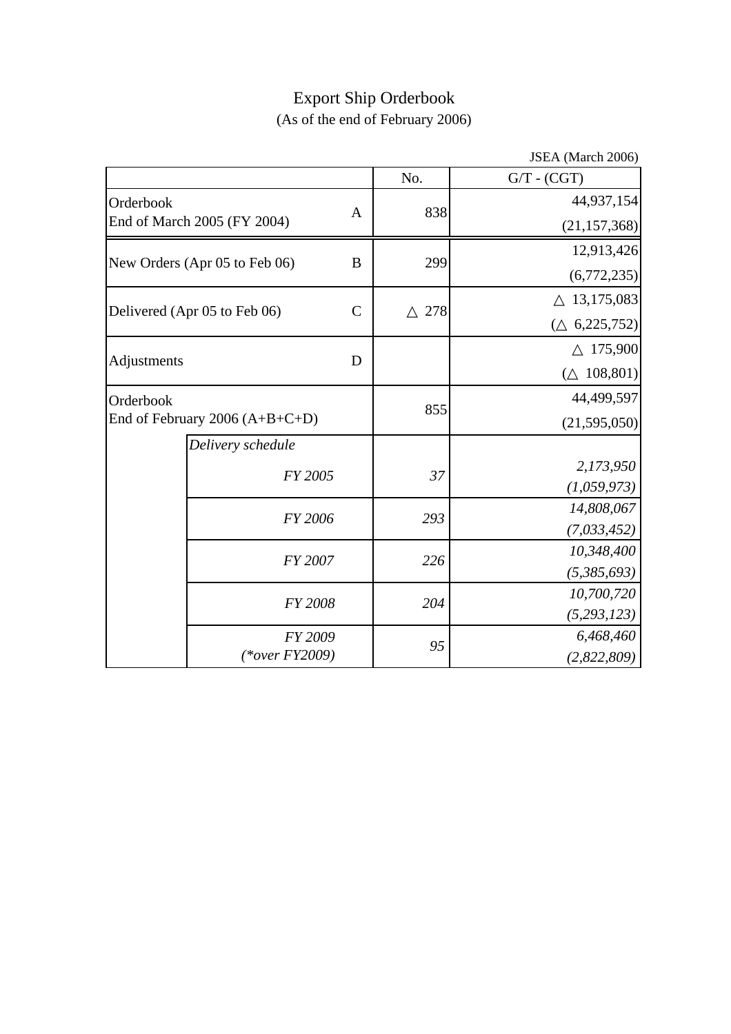# Export Ship Orderbook

(As of the end of February 2006)

JSEA (March 2006)

| | | | No. | G/T - (CGT) |
|---|---|---|---|---|
| Orderbook<br>End of March 2005 (FY 2004) | | A | 838 | 44,937,154<br>(21,157,368) |
| New Orders (Apr 05 to Feb 06) | | B | 299 | 12,913,426<br>(6,772,235) |
| Delivered (Apr 05 to Feb 06) | | C | △ 278 | △ 13,175,083<br>(△ 6,225,752) |
| Adjustments | | D | | △ 175,900<br>(△ 108,801) |
| Orderbook<br>End of February 2006 (A+B+C+D) | | | 855 | 44,499,597<br>(21,595,050) |
| | *Delivery schedule*<br>*FY 2005* | | *37* | *2,173,950*<br>*(1,059,973)* |
| | *FY 2006* | | *293* | *14,808,067*<br>*(7,033,452)* |
| | *FY 2007* | | *226* | *10,348,400*<br>*(5,385,693)* |
| | *FY 2008* | | *204* | *10,700,720*<br>*(5,293,123)* |
| | *FY 2009*<br>*(*over FY2009)* | | *95* | *6,468,460*<br>*(2,822,809)* |